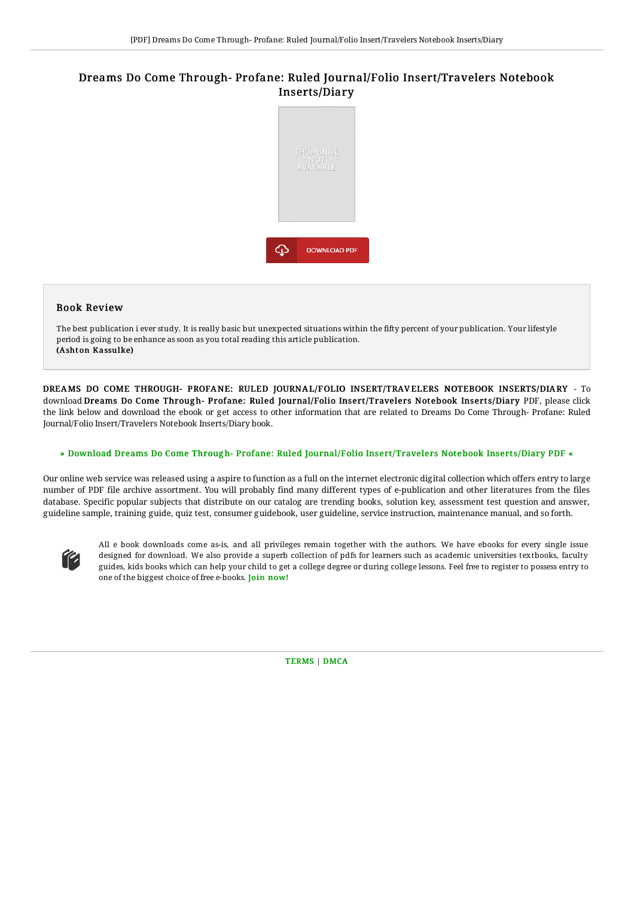# Dreams Do Come Through- Profane: Ruled Journal/Folio Insert/Travelers Notebook Inserts/Diary

DOWNLOAD PDF

## Book Review

The best publication i ever study. It is really basic but unexpected situations within the fifty percent of your publication. Your lifestyle period is going to be enhance as soon as you total reading this article publication.
**(Ashton Kassulke)**

**DREAMS DO COME THROUGH- PROFANE: RULED JOURNAL/FOLIO INSERT/TRAVELERS NOTEBOOK INSERTS/DIARY** - To download **Dreams Do Come Through- Profane: Ruled Journal/Folio Insert/Travelers Notebook Inserts/Diary** PDF, please click the link below and download the ebook or get access to other information that are related to Dreams Do Come Through- Profane: Ruled Journal/Folio Insert/Travelers Notebook Inserts/Diary book.

**» Download Dreams Do Come Through- Profane: Ruled Journal/Folio Insert/Travelers Notebook Inserts/Diary PDF «**

Our online web service was released using a aspire to function as a full on the internet electronic digital collection which offers entry to large number of PDF file archive assortment. You will probably find many different types of e-publication and other literatures from the files database. Specific popular subjects that distribute on our catalog are trending books, solution key, assessment test question and answer, guideline sample, training guide, quiz test, consumer guidebook, user guideline, service instruction, maintenance manual, and so forth.

All e book downloads come as-is, and all privileges remain together with the authors. We have ebooks for every single issue designed for download. We also provide a superb collection of pdfs for learners such as academic universities textbooks, faculty guides, kids books which can help your child to get a college degree or during college lessons. Feel free to register to possess entry to one of the biggest choice of free e-books. Join now!

TERMS | DMCA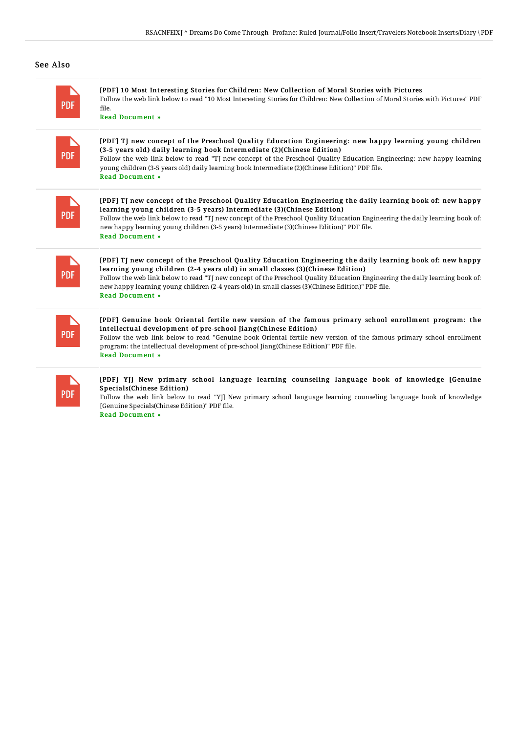## See Also

**[PDF] 10 Most Interesting Stories for Children: New Collection of Moral Stories with Pictures**

Follow the web link below to read "10 Most Interesting Stories for Children: New Collection of Moral Stories with Pictures" PDF file.

Read Document »

**[PDF] TJ new concept of the Preschool Quality Education Engineering: new happy learning young children (3-5 years old) daily learning book Intermediate (2)(Chinese Edition)**

Follow the web link below to read "TJ new concept of the Preschool Quality Education Engineering: new happy learning young children (3-5 years old) daily learning book Intermediate (2)(Chinese Edition)" PDF file.

Read Document »

**[PDF] TJ new concept of the Preschool Quality Education Engineering the daily learning book of: new happy learning young children (3-5 years) Intermediate (3)(Chinese Edition)**

Follow the web link below to read "TJ new concept of the Preschool Quality Education Engineering the daily learning book of: new happy learning young children (3-5 years) Intermediate (3)(Chinese Edition)" PDF file.

Read Document »

**[PDF] TJ new concept of the Preschool Quality Education Engineering the daily learning book of: new happy learning young children (2-4 years old) in small classes (3)(Chinese Edition)**

Follow the web link below to read "TJ new concept of the Preschool Quality Education Engineering the daily learning book of: new happy learning young children (2-4 years old) in small classes (3)(Chinese Edition)" PDF file.

Read Document »

**[PDF] Genuine book Oriental fertile new version of the famous primary school enrollment program: the intellectual development of pre-school Jiang(Chinese Edition)**

Follow the web link below to read "Genuine book Oriental fertile new version of the famous primary school enrollment program: the intellectual development of pre-school Jiang(Chinese Edition)" PDF file.

Read Document »

**[PDF] YJ] New primary school language learning counseling language book of knowledge [Genuine Specials(Chinese Edition)**

Follow the web link below to read "YJ] New primary school language learning counseling language book of knowledge [Genuine Specials(Chinese Edition)" PDF file.

Read Document »